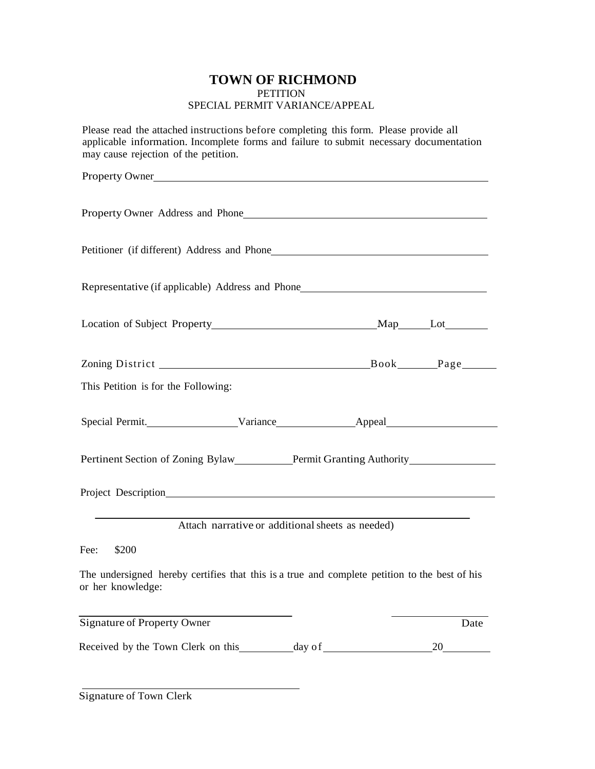# TOWN OF RICHMOND

PETITION

SPECIAL PERMIT VARIANCE/APPEAL

Please read the attached instructions before completing this form. Please provide all applicable information. Incomplete forms and failure to submit necessary documentation may cause rejection of the petition.

Property Owner\_\_\_\_\_\_\_\_\_\_\_\_\_\_\_\_\_\_\_\_\_\_\_\_\_\_\_\_\_\_\_\_\_\_\_\_\_\_\_\_\_\_\_\_\_\_\_\_

Property Owner Address and Phone\_\_\_\_\_\_\_\_\_\_\_\_\_\_\_\_\_\_\_\_\_\_\_\_\_\_\_\_\_\_\_\_\_\_\_\_

Petitioner (if different) Address and Phone\_\_\_\_\_\_\_\_\_\_\_\_\_\_\_\_\_\_\_\_\_\_\_\_\_\_\_\_\_\_

Representative (if applicable) Address and Phone\_\_\_\_\_\_\_\_\_\_\_\_\_\_\_\_\_\_\_\_\_\_\_\_\_\_

Location of Subject Property\_\_\_\_\_\_\_\_\_\_\_\_\_\_\_\_\_\_\_\_\_\_\_\_Map\_\_\_\_\_Lot\_\_\_\_\_\_\_

Zoning District \_\_\_\_\_\_\_\_\_\_\_\_\_\_\_\_\_\_\_\_\_\_\_\_\_\_\_\_\_\_Book\_\_\_\_\_\_Page\_\_\_\_\_

This Petition is for the Following:

Special Permit.\_\_\_\_\_\_\_\_\_\_\_\_\_\_Variance\_\_\_\_\_\_\_\_\_\_\_\_Appeal\_\_\_\_\_\_\_\_\_\_\_\_\_\_\_\_

Pertinent Section of Zoning Bylaw\_\_\_\_\_\_\_\_\_Permit Granting Authority\_\_\_\_\_\_\_\_\_\_\_\_\_

Project Description\_\_\_\_\_\_\_\_\_\_\_\_\_\_\_\_\_\_\_\_\_\_\_\_\_\_\_\_\_\_\_\_\_\_\_\_\_\_\_\_\_\_\_\_\_\_\_\_\_

\_\_\_\_\_\_\_\_\_\_\_\_\_\_\_\_\_\_\_\_\_\_\_\_\_\_\_\_\_\_\_\_\_\_\_\_\_\_\_\_\_\_\_\_\_\_\_\_\_\_\_\_\_\_\_\_\_\_\_\_

Attach narrative or additional sheets as needed)

Fee: $200

The undersigned hereby certifies that this is a true and complete petition to the best of his or her knowledge:

\_\_\_\_\_\_\_\_\_\_\_\_\_\_\_\_\_\_\_\_\_\_\_\_\_\_\_\_\_\_\_\_ \_\_\_\_\_\_\_\_\_\_\_\_\_\_\_

Signature of Property Owner Date

Received by the Town Clerk on this\_\_\_\_\_\_\_\_day of \_\_\_\_\_\_\_\_\_\_\_\_\_\_\_\_20\_\_\_\_\_\_\_

\_\_\_\_\_\_\_\_\_\_\_\_\_\_\_\_\_\_\_\_\_\_\_\_\_\_\_\_\_\_\_\_

Signature of Town Clerk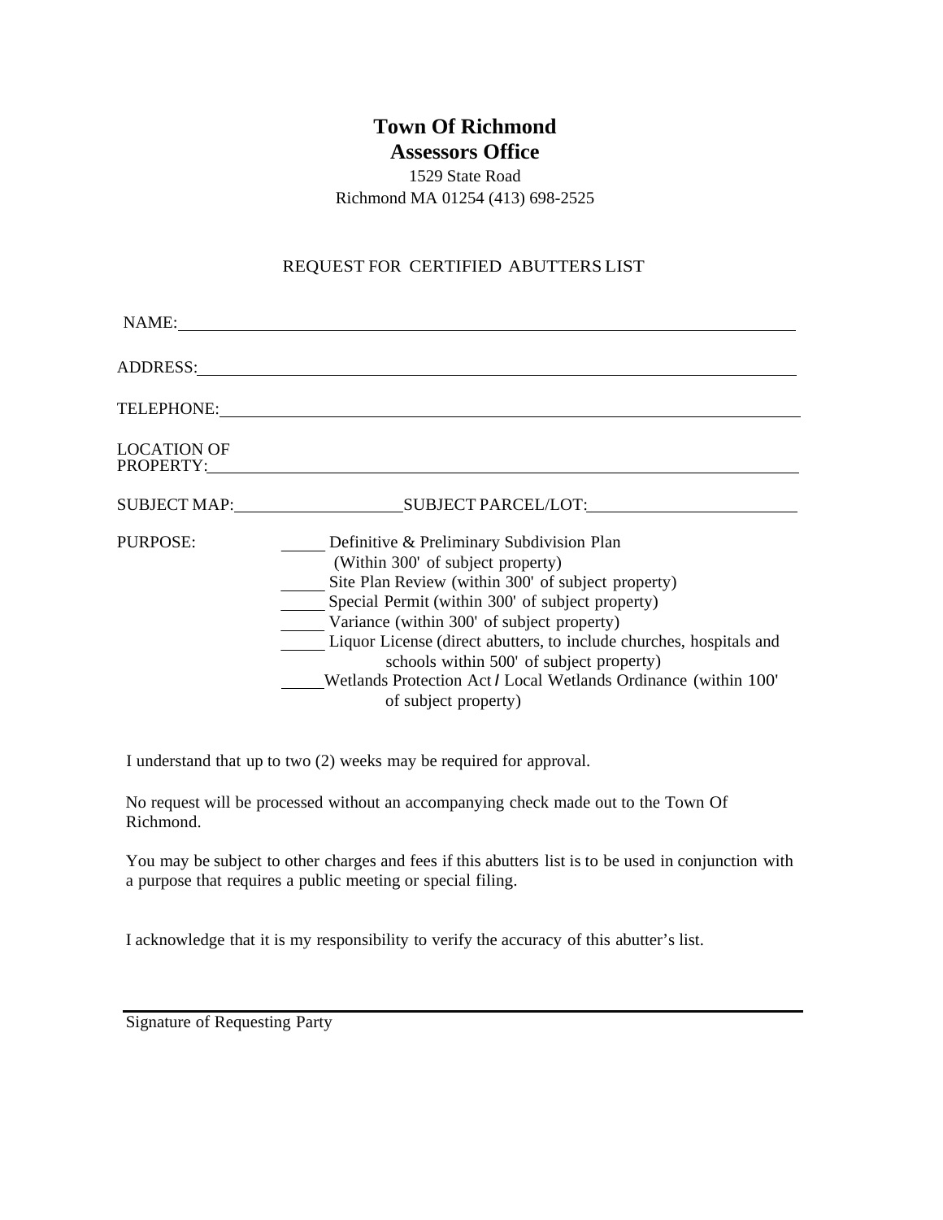# Town Of Richmond
## Assessors Office

1529 State Road
Richmond MA 01254 (413) 698-2525

REQUEST FOR CERTIFIED ABUTTERS LIST

NAME: ______________________________________________________________

ADDRESS: ______________________________________________________________

TELEPHONE: ______________________________________________________________

LOCATION OF
PROPERTY: ______________________________________________________________

SUBJECT MAP: __________________ SUBJECT PARCEL/LOT: ______________________

PURPOSE:

- _____ Definitive & Preliminary Subdivision Plan (Within 300' of subject property)
- _____ Site Plan Review (within 300' of subject property)
- _____ Special Permit (within 300' of subject property)
- _____ Variance (within 300' of subject property)
- _____ Liquor License (direct abutters, to include churches, hospitals and schools within 500' of subject property)
- _____ Wetlands Protection Act / Local Wetlands Ordinance (within 100' of subject property)

I understand that up to two (2) weeks may be required for approval.

No request will be processed without an accompanying check made out to the Town Of Richmond.

You may be subject to other charges and fees if this abutters list is to be used in conjunction with a purpose that requires a public meeting or special filing.

I acknowledge that it is my responsibility to verify the accuracy of this abutter's list.

______________________________________________________________

Signature of Requesting Party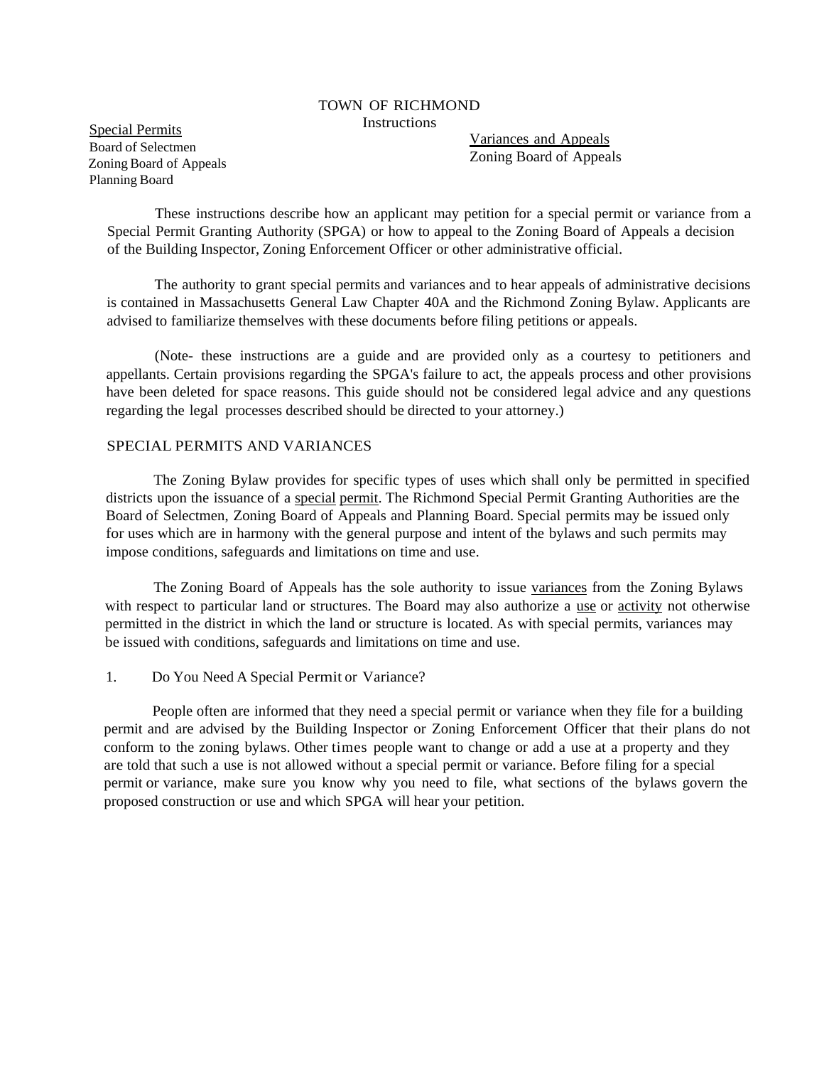# TOWN OF RICHMOND

Instructions

<u>Special Permits</u>
Board of Selectmen
Zoning Board of Appeals
Planning Board

<u>Variances and Appeals</u>
Zoning Board of Appeals

These instructions describe how an applicant may petition for a special permit or variance from a Special Permit Granting Authority (SPGA) or how to appeal to the Zoning Board of Appeals a decision of the Building Inspector, Zoning Enforcement Officer or other administrative official.

The authority to grant special permits and variances and to hear appeals of administrative decisions is contained in Massachusetts General Law Chapter 40A and the Richmond Zoning Bylaw. Applicants are advised to familiarize themselves with these documents before filing petitions or appeals.

(Note- these instructions are a guide and are provided only as a courtesy to petitioners and appellants. Certain provisions regarding the SPGA's failure to act, the appeals process and other provisions have been deleted for space reasons. This guide should not be considered legal advice and any questions regarding the legal processes described should be directed to your attorney.)

## SPECIAL PERMITS AND VARIANCES

The Zoning Bylaw provides for specific types of uses which shall only be permitted in specified districts upon the issuance of a <u>special permit</u>. The Richmond Special Permit Granting Authorities are the Board of Selectmen, Zoning Board of Appeals and Planning Board. Special permits may be issued only for uses which are in harmony with the general purpose and intent of the bylaws and such permits may impose conditions, safeguards and limitations on time and use.

The Zoning Board of Appeals has the sole authority to issue <u>variances</u> from the Zoning Bylaws with respect to particular land or structures. The Board may also authorize a <u>use</u> or <u>activity</u> not otherwise permitted in the district in which the land or structure is located. As with special permits, variances may be issued with conditions, safeguards and limitations on time and use.

### 1. Do You Need A Special Permit or Variance?

People often are informed that they need a special permit or variance when they file for a building permit and are advised by the Building Inspector or Zoning Enforcement Officer that their plans do not conform to the zoning bylaws. Other times people want to change or add a use at a property and they are told that such a use is not allowed without a special permit or variance. Before filing for a special permit or variance, make sure you know why you need to file, what sections of the bylaws govern the proposed construction or use and which SPGA will hear your petition.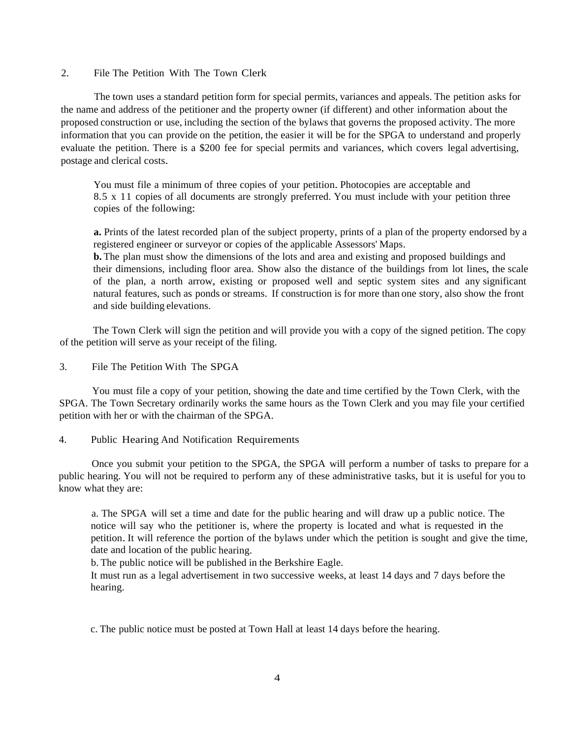## 2. File The Petition With The Town Clerk

The town uses a standard petition form for special permits, variances and appeals. The petition asks for the name and address of the petitioner and the property owner (if different) and other information about the proposed construction or use, including the section of the bylaws that governs the proposed activity. The more information that you can provide on the petition, the easier it will be for the SPGA to understand and properly evaluate the petition. There is a $200 fee for special permits and variances, which covers legal advertising, postage and clerical costs.

You must file a minimum of three copies of your petition. Photocopies are acceptable and 8.5 x 11 copies of all documents are strongly preferred. You must include with your petition three copies of the following:

**a.** Prints of the latest recorded plan of the subject property, prints of a plan of the property endorsed by a registered engineer or surveyor or copies of the applicable Assessors' Maps.
**b.** The plan must show the dimensions of the lots and area and existing and proposed buildings and their dimensions, including floor area. Show also the distance of the buildings from lot lines, the scale of the plan, a north arrow, existing or proposed well and septic system sites and any significant natural features, such as ponds or streams. If construction is for more than one story, also show the front and side building elevations.

The Town Clerk will sign the petition and will provide you with a copy of the signed petition. The copy of the petition will serve as your receipt of the filing.

## 3. File The Petition With The SPGA

You must file a copy of your petition, showing the date and time certified by the Town Clerk, with the SPGA. The Town Secretary ordinarily works the same hours as the Town Clerk and you may file your certified petition with her or with the chairman of the SPGA.

## 4. Public Hearing And Notification Requirements

Once you submit your petition to the SPGA, the SPGA will perform a number of tasks to prepare for a public hearing. You will not be required to perform any of these administrative tasks, but it is useful for you to know what they are:

a. The SPGA will set a time and date for the public hearing and will draw up a public notice. The notice will say who the petitioner is, where the property is located and what is requested in the petition. It will reference the portion of the bylaws under which the petition is sought and give the time, date and location of the public hearing.
b. The public notice will be published in the Berkshire Eagle.
It must run as a legal advertisement in two successive weeks, at least 14 days and 7 days before the hearing.

c. The public notice must be posted at Town Hall at least 14 days before the hearing.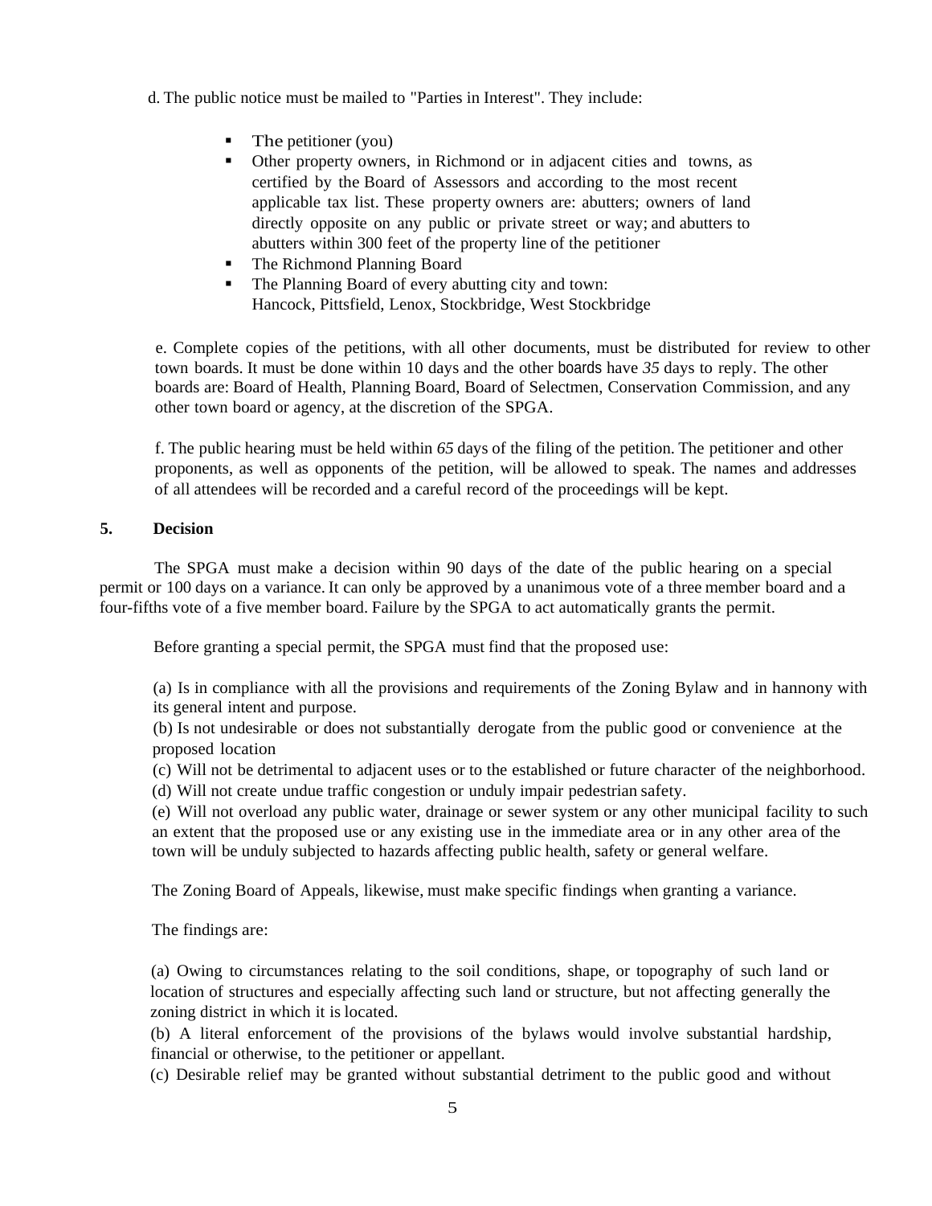d. The public notice must be mailed to "Parties in Interest". They include:

- The petitioner (you)
- Other property owners, in Richmond or in adjacent cities and towns, as certified by the Board of Assessors and according to the most recent applicable tax list. These property owners are: abutters; owners of land directly opposite on any public or private street or way; and abutters to abutters within 300 feet of the property line of the petitioner
- The Richmond Planning Board
- The Planning Board of every abutting city and town: Hancock, Pittsfield, Lenox, Stockbridge, West Stockbridge

e. Complete copies of the petitions, with all other documents, must be distributed for review to other town boards. It must be done within 10 days and the other boards have *35* days to reply. The other boards are: Board of Health, Planning Board, Board of Selectmen, Conservation Commission, and any other town board or agency, at the discretion of the SPGA.

f. The public hearing must be held within *65* days of the filing of the petition. The petitioner and other proponents, as well as opponents of the petition, will be allowed to speak. The names and addresses of all attendees will be recorded and a careful record of the proceedings will be kept.

## 5. Decision

The SPGA must make a decision within 90 days of the date of the public hearing on a special permit or 100 days on a variance. It can only be approved by a unanimous vote of a three member board and a four-fifths vote of a five member board. Failure by the SPGA to act automatically grants the permit.

Before granting a special permit, the SPGA must find that the proposed use:

(a) Is in compliance with all the provisions and requirements of the Zoning Bylaw and in hannony with its general intent and purpose.
(b) Is not undesirable or does not substantially derogate from the public good or convenience at the proposed location
(c) Will not be detrimental to adjacent uses or to the established or future character of the neighborhood.
(d) Will not create undue traffic congestion or unduly impair pedestrian safety.
(e) Will not overload any public water, drainage or sewer system or any other municipal facility to such an extent that the proposed use or any existing use in the immediate area or in any other area of the town will be unduly subjected to hazards affecting public health, safety or general welfare.

The Zoning Board of Appeals, likewise, must make specific findings when granting a variance.

The findings are:

(a) Owing to circumstances relating to the soil conditions, shape, or topography of such land or location of structures and especially affecting such land or structure, but not affecting generally the zoning district in which it is located.
(b) A literal enforcement of the provisions of the bylaws would involve substantial hardship, financial or otherwise, to the petitioner or appellant.
(c) Desirable relief may be granted without substantial detriment to the public good and without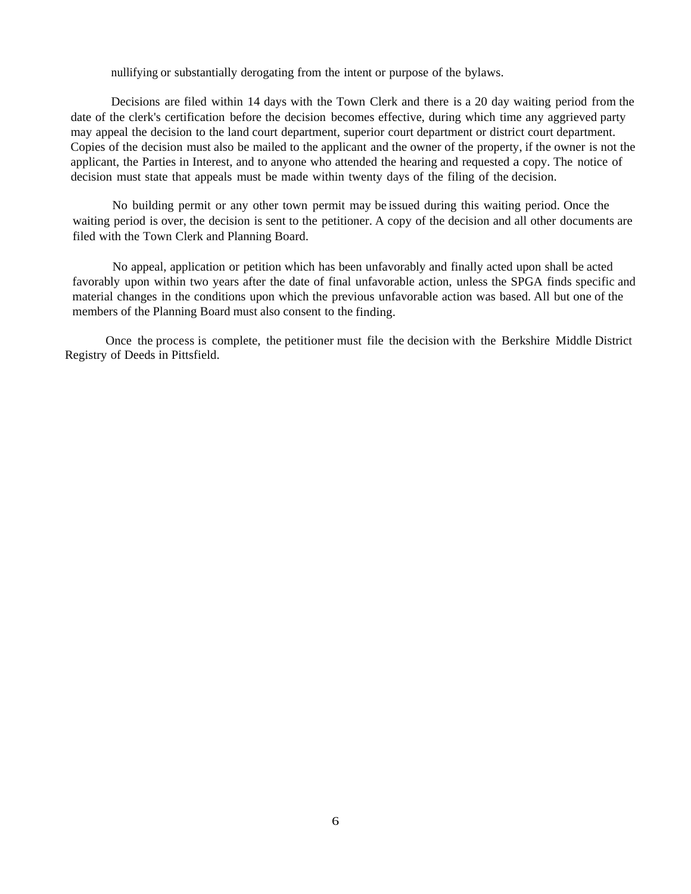nullifying or substantially derogating from the intent or purpose of the bylaws.

Decisions are filed within 14 days with the Town Clerk and there is a 20 day waiting period from the date of the clerk's certification before the decision becomes effective, during which time any aggrieved party may appeal the decision to the land court department, superior court department or district court department. Copies of the decision must also be mailed to the applicant and the owner of the property, if the owner is not the applicant, the Parties in Interest, and to anyone who attended the hearing and requested a copy. The notice of decision must state that appeals must be made within twenty days of the filing of the decision.

No building permit or any other town permit may be issued during this waiting period. Once the waiting period is over, the decision is sent to the petitioner. A copy of the decision and all other documents are filed with the Town Clerk and Planning Board.

No appeal, application or petition which has been unfavorably and finally acted upon shall be acted favorably upon within two years after the date of final unfavorable action, unless the SPGA finds specific and material changes in the conditions upon which the previous unfavorable action was based. All but one of the members of the Planning Board must also consent to the finding.

Once the process is complete, the petitioner must file the decision with the Berkshire Middle District Registry of Deeds in Pittsfield.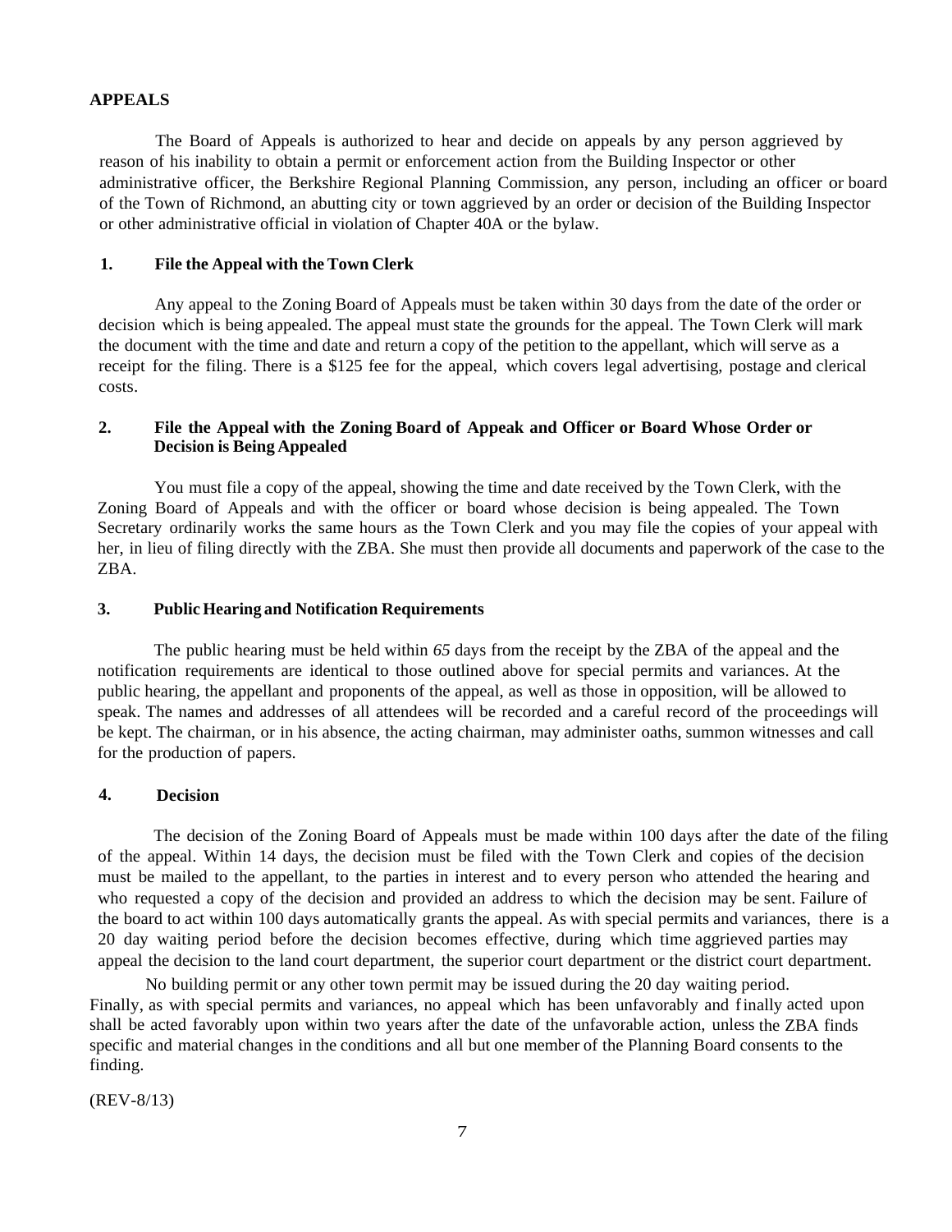## APPEALS

The Board of Appeals is authorized to hear and decide on appeals by any person aggrieved by reason of his inability to obtain a permit or enforcement action from the Building Inspector or other administrative officer, the Berkshire Regional Planning Commission, any person, including an officer or board of the Town of Richmond, an abutting city or town aggrieved by an order or decision of the Building Inspector or other administrative official in violation of Chapter 40A or the bylaw.

### 1. File the Appeal with the Town Clerk

Any appeal to the Zoning Board of Appeals must be taken within 30 days from the date of the order or decision which is being appealed. The appeal must state the grounds for the appeal. The Town Clerk will mark the document with the time and date and return a copy of the petition to the appellant, which will serve as a receipt for the filing. There is a $125 fee for the appeal, which covers legal advertising, postage and clerical costs.

### 2. File the Appeal with the Zoning Board of Appeak and Officer or Board Whose Order or Decision is Being Appealed

You must file a copy of the appeal, showing the time and date received by the Town Clerk, with the Zoning Board of Appeals and with the officer or board whose decision is being appealed. The Town Secretary ordinarily works the same hours as the Town Clerk and you may file the copies of your appeal with her, in lieu of filing directly with the ZBA. She must then provide all documents and paperwork of the case to the ZBA.

### 3. Public Hearing and Notification Requirements

The public hearing must be held within *65* days from the receipt by the ZBA of the appeal and the notification requirements are identical to those outlined above for special permits and variances. At the public hearing, the appellant and proponents of the appeal, as well as those in opposition, will be allowed to speak. The names and addresses of all attendees will be recorded and a careful record of the proceedings will be kept. The chairman, or in his absence, the acting chairman, may administer oaths, summon witnesses and call for the production of papers.

### 4. Decision

The decision of the Zoning Board of Appeals must be made within 100 days after the date of the filing of the appeal. Within 14 days, the decision must be filed with the Town Clerk and copies of the decision must be mailed to the appellant, to the parties in interest and to every person who attended the hearing and who requested a copy of the decision and provided an address to which the decision may be sent. Failure of the board to act within 100 days automatically grants the appeal. As with special permits and variances, there is a 20 day waiting period before the decision becomes effective, during which time aggrieved parties may appeal the decision to the land court department, the superior court department or the district court department.

No building permit or any other town permit may be issued during the 20 day waiting period. Finally, as with special permits and variances, no appeal which has been unfavorably and finally acted upon shall be acted favorably upon within two years after the date of the unfavorable action, unless the ZBA finds specific and material changes in the conditions and all but one member of the Planning Board consents to the finding.

(REV-8/13)